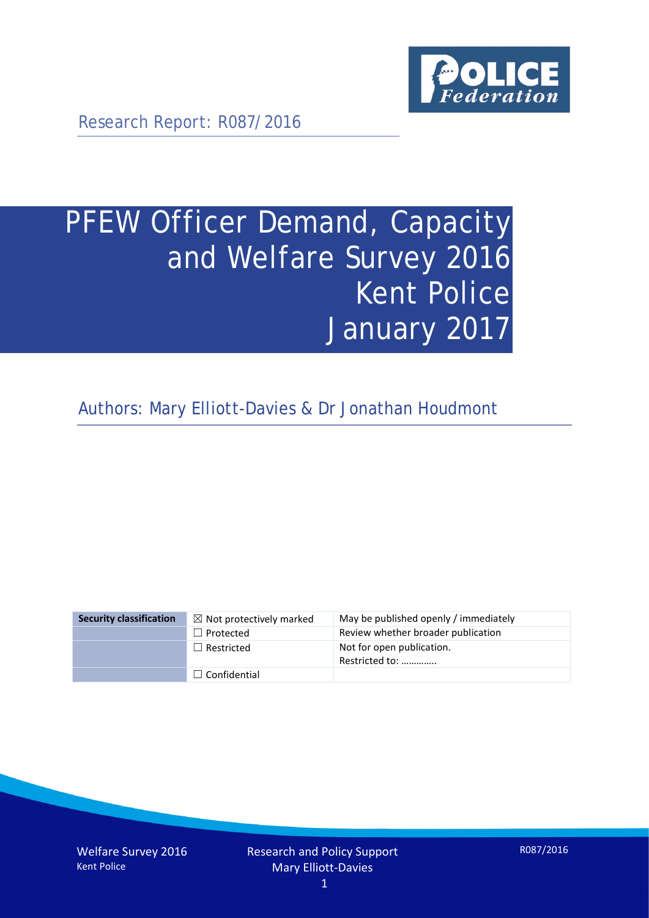Research Report: R087/2016

# PFEW Officer Demand, Capacity and Welfare Survey 2016 Kent Police January 2017

Authors: Mary Elliott-Davies & Dr Jonathan Houdmont

| Security classification | ☒ Not protectively marked | May be published openly / immediately |
| --- | --- | --- |
| | ☐ Protected | Review whether broader publication |
| | ☐ Restricted | Not for open publication. Restricted to: ………….. |
| | ☐ Confidential | |

Welfare Survey 2016
Kent Police

Research and Policy Support
Mary Elliott-Davies

R087/2016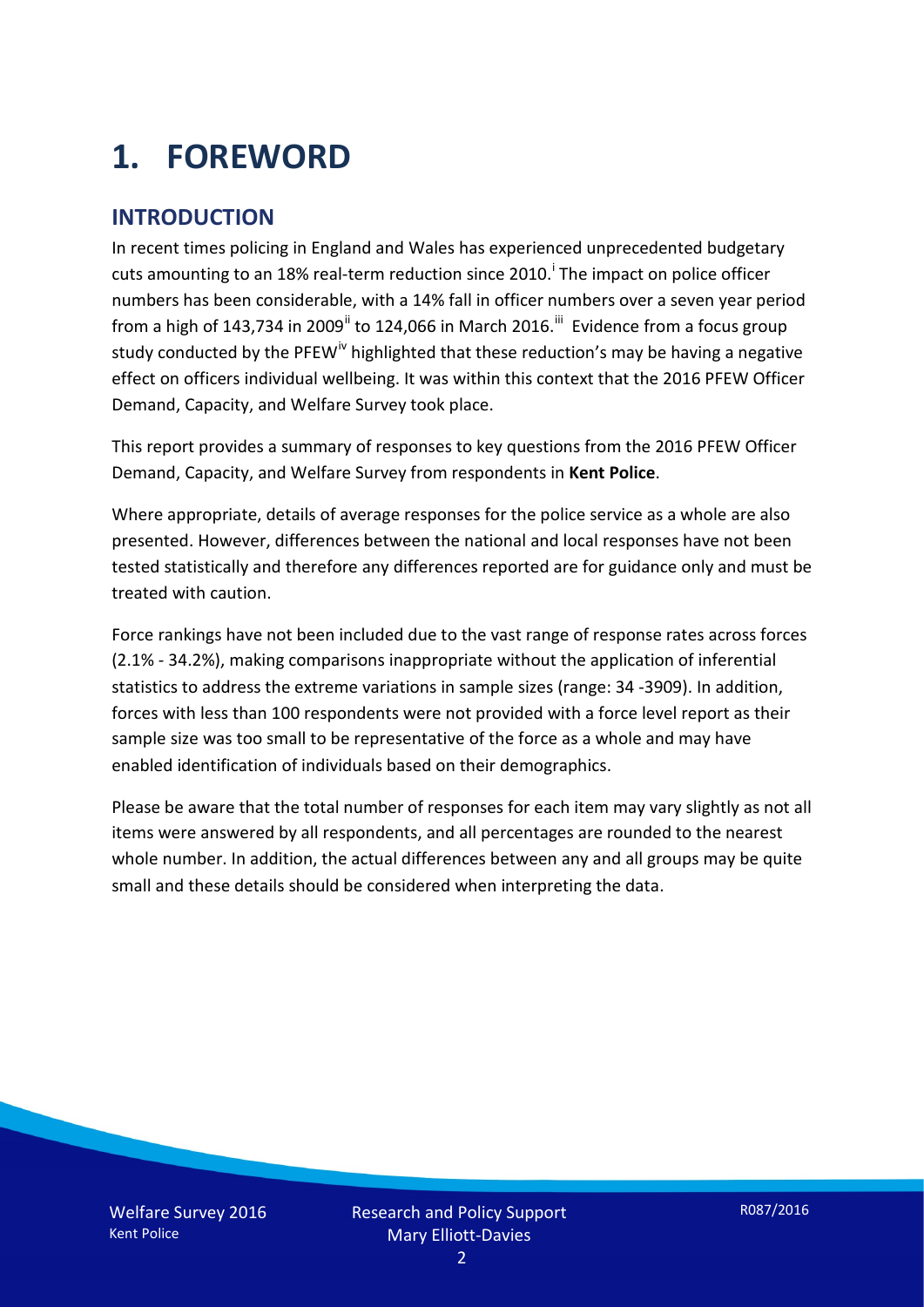# 1. FOREWORD

## INTRODUCTION

In recent times policing in England and Wales has experienced unprecedented budgetary cuts amounting to an 18% real-term reduction since 2010.[i] The impact on police officer numbers has been considerable, with a 14% fall in officer numbers over a seven year period from a high of 143,734 in 2009[ii] to 124,066 in March 2016.[iii] Evidence from a focus group study conducted by the PFEW[iv] highlighted that these reduction's may be having a negative effect on officers individual wellbeing. It was within this context that the 2016 PFEW Officer Demand, Capacity, and Welfare Survey took place.

This report provides a summary of responses to key questions from the 2016 PFEW Officer Demand, Capacity, and Welfare Survey from respondents in **Kent Police**.

Where appropriate, details of average responses for the police service as a whole are also presented. However, differences between the national and local responses have not been tested statistically and therefore any differences reported are for guidance only and must be treated with caution.

Force rankings have not been included due to the vast range of response rates across forces (2.1% - 34.2%), making comparisons inappropriate without the application of inferential statistics to address the extreme variations in sample sizes (range: 34 -3909). In addition, forces with less than 100 respondents were not provided with a force level report as their sample size was too small to be representative of the force as a whole and may have enabled identification of individuals based on their demographics.

Please be aware that the total number of responses for each item may vary slightly as not all items were answered by all respondents, and all percentages are rounded to the nearest whole number. In addition, the actual differences between any and all groups may be quite small and these details should be considered when interpreting the data.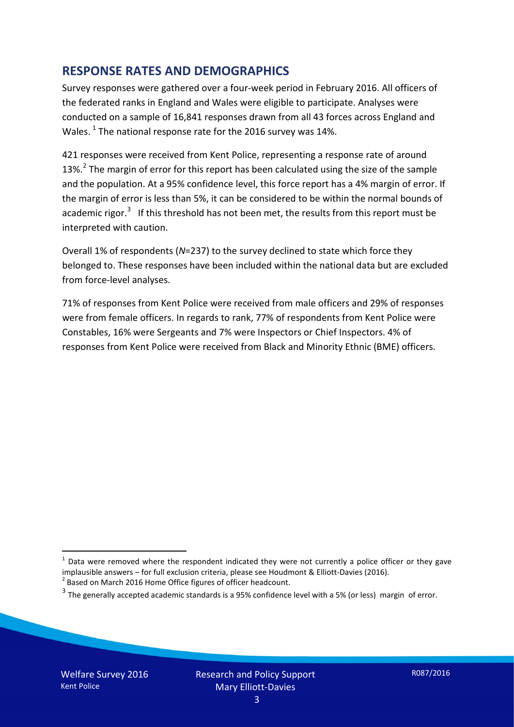## RESPONSE RATES AND DEMOGRAPHICS

Survey responses were gathered over a four-week period in February 2016. All officers of the federated ranks in England and Wales were eligible to participate. Analyses were conducted on a sample of 16,841 responses drawn from all 43 forces across England and Wales. [1] The national response rate for the 2016 survey was 14%.

421 responses were received from Kent Police, representing a response rate of around 13%.[2] The margin of error for this report has been calculated using the size of the sample and the population. At a 95% confidence level, this force report has a 4% margin of error. If the margin of error is less than 5%, it can be considered to be within the normal bounds of academic rigor.[3] If this threshold has not been met, the results from this report must be interpreted with caution.

Overall 1% of respondents (*N*=237) to the survey declined to state which force they belonged to. These responses have been included within the national data but are excluded from force-level analyses.

71% of responses from Kent Police were received from male officers and 29% of responses were from female officers. In regards to rank, 77% of respondents from Kent Police were Constables, 16% were Sergeants and 7% were Inspectors or Chief Inspectors. 4% of responses from Kent Police were received from Black and Minority Ethnic (BME) officers.

[1] Data were removed where the respondent indicated they were not currently a police officer or they gave implausible answers – for full exclusion criteria, please see Houdmont & Elliott-Davies (2016).

[2] Based on March 2016 Home Office figures of officer headcount.

[3] The generally accepted academic standards is a 95% confidence level with a 5% (or less) margin of error.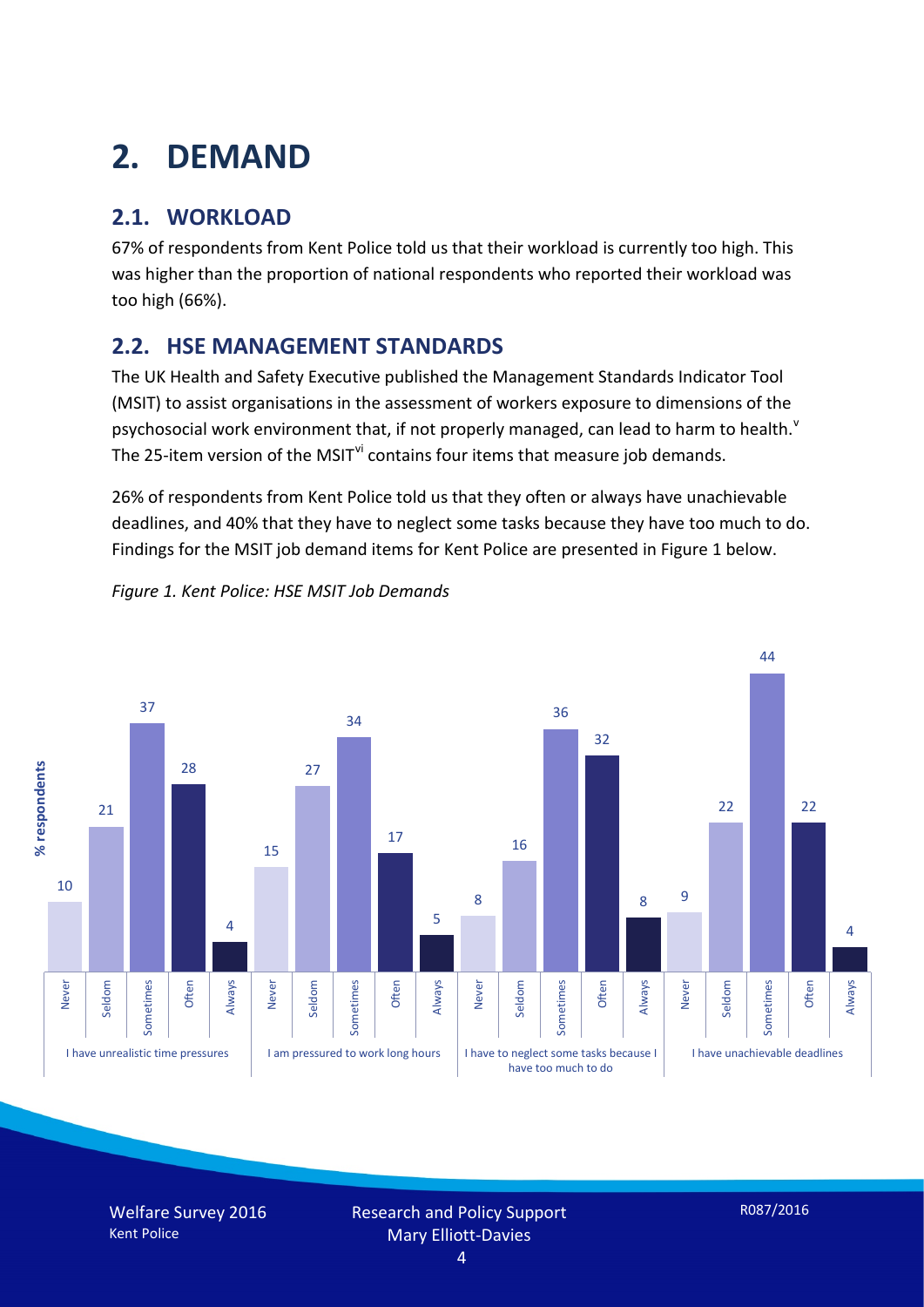# 2. DEMAND

## 2.1. WORKLOAD

67% of respondents from Kent Police told us that their workload is currently too high. This was higher than the proportion of national respondents who reported their workload was too high (66%).

## 2.2. HSE MANAGEMENT STANDARDS

The UK Health and Safety Executive published the Management Standards Indicator Tool (MSIT) to assist organisations in the assessment of workers exposure to dimensions of the psychosocial work environment that, if not properly managed, can lead to harm to health.[v] The 25-item version of the MSIT[vi] contains four items that measure job demands.

26% of respondents from Kent Police told us that they often or always have unachievable deadlines, and 40% that they have to neglect some tasks because they have too much to do. Findings for the MSIT job demand items for Kent Police are presented in Figure 1 below.

*Figure 1. Kent Police: HSE MSIT Job Demands*

| % respondents | Never | Seldom | Sometimes | Often | Always |
|---|---|---|---|---|---|
| I have unrealistic time pressures | 10 | 21 | 37 | 28 | 4 |
| I am pressured to work long hours | 15 | 27 | 34 | 17 | 5 |
| I have to neglect some tasks because I have too much to do | 8 | 16 | 36 | 32 | 8 |
| I have unachievable deadlines | 9 | 22 | 44 | 22 | 4 |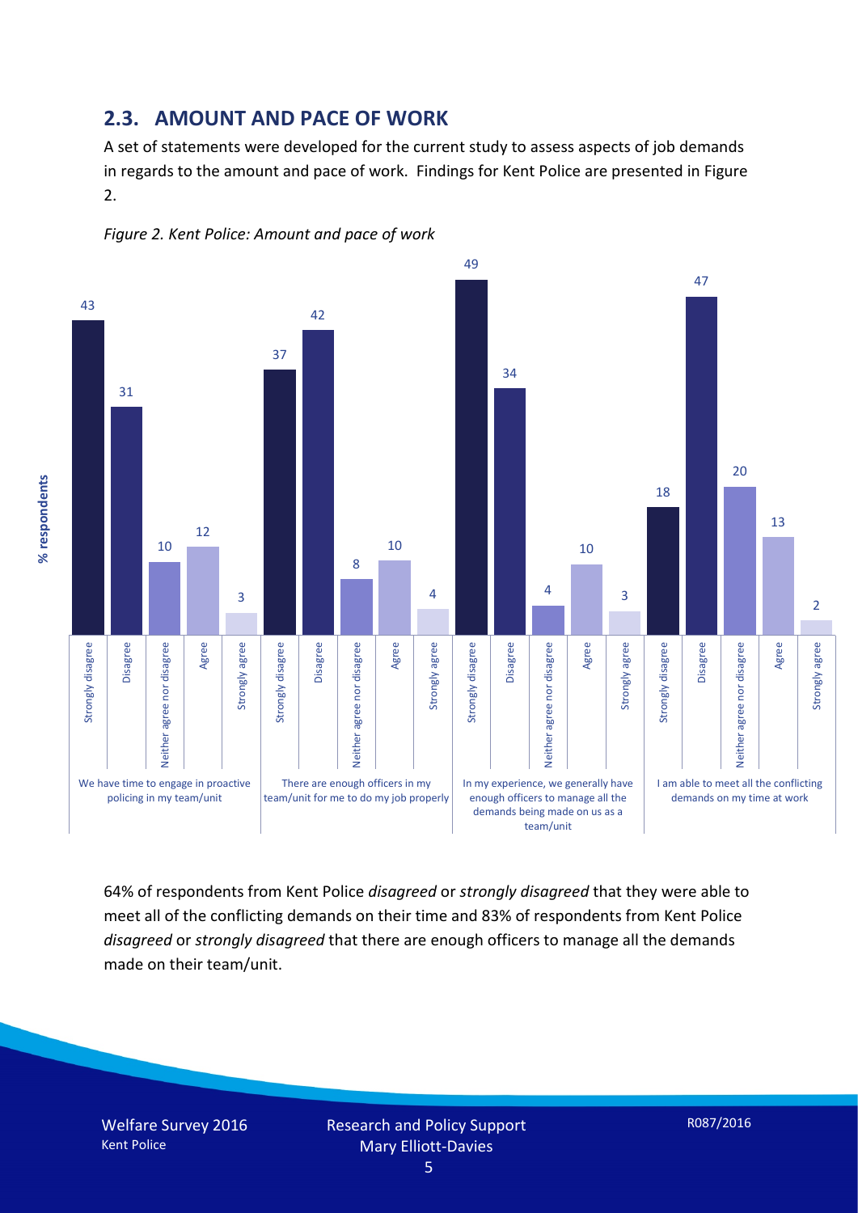## 2.3. AMOUNT AND PACE OF WORK

A set of statements were developed for the current study to assess aspects of job demands in regards to the amount and pace of work. Findings for Kent Police are presented in Figure 2.

*Figure 2. Kent Police: Amount and pace of work*

| % respondents | Strongly disagree | Disagree | Neither agree nor disagree | Agree | Strongly agree |
|---|---|---|---|---|---|
| We have time to engage in proactive policing in my team/unit | 43 | 31 | 10 | 12 | 3 |
| There are enough officers in my team/unit for me to do my job properly | 37 | 42 | 8 | 10 | 4 |
| In my experience, we generally have enough officers to manage all the demands being made on us as a team/unit | 49 | 34 | 4 | 10 | 3 |
| I am able to meet all the conflicting demands on my time at work | 18 | 47 | 20 | 13 | 2 |

64% of respondents from Kent Police *disagreed* or *strongly disagreed* that they were able to meet all of the conflicting demands on their time and 83% of respondents from Kent Police *disagreed* or *strongly disagreed* that there are enough officers to manage all the demands made on their team/unit.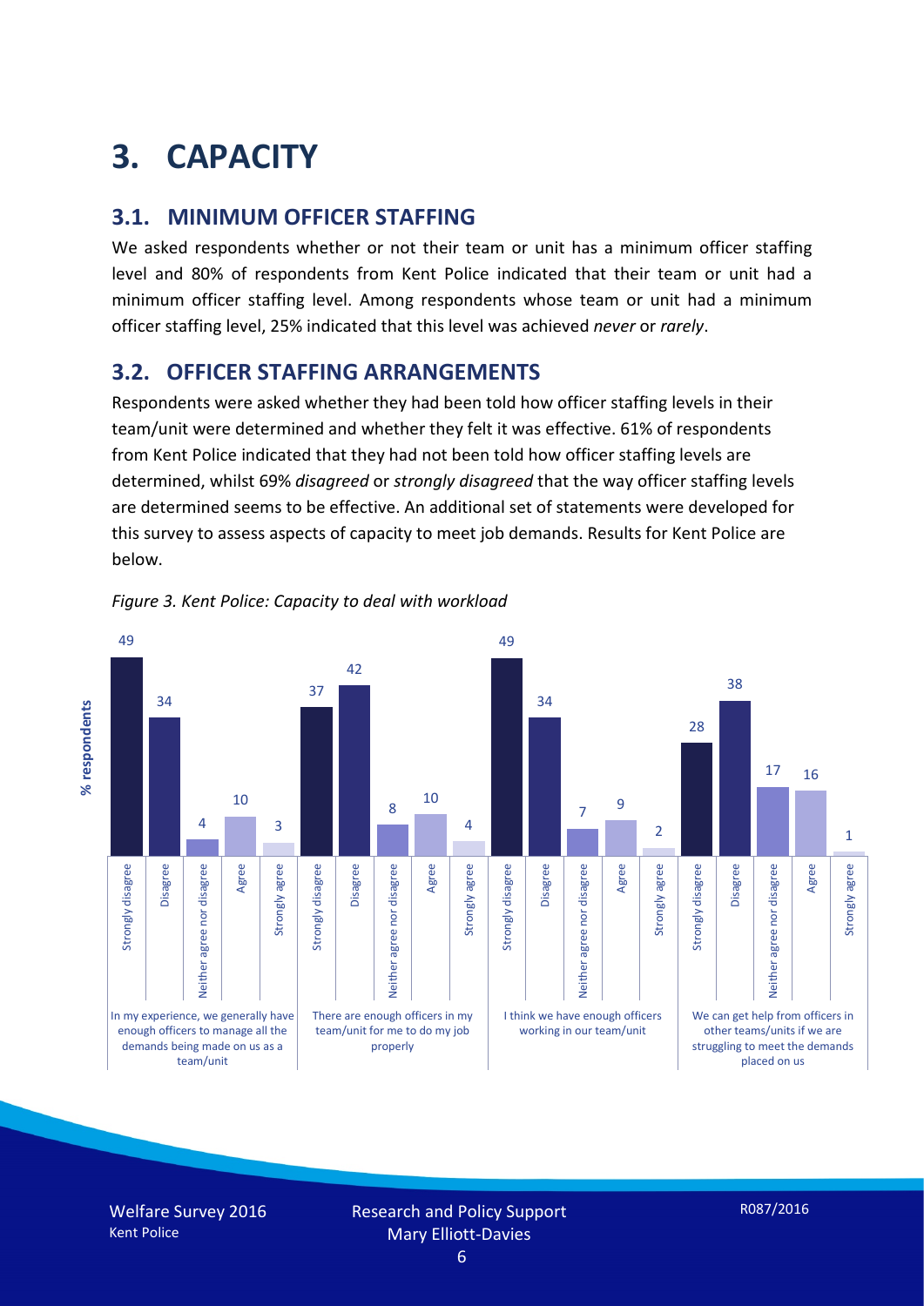# 3. CAPACITY

## 3.1. MINIMUM OFFICER STAFFING

We asked respondents whether or not their team or unit has a minimum officer staffing level and 80% of respondents from Kent Police indicated that their team or unit had a minimum officer staffing level. Among respondents whose team or unit had a minimum officer staffing level, 25% indicated that this level was achieved *never* or *rarely*.

## 3.2. OFFICER STAFFING ARRANGEMENTS

Respondents were asked whether they had been told how officer staffing levels in their team/unit were determined and whether they felt it was effective. 61% of respondents from Kent Police indicated that they had not been told how officer staffing levels are determined, whilst 69% *disagreed* or *strongly disagreed* that the way officer staffing levels are determined seems to be effective. An additional set of statements were developed for this survey to assess aspects of capacity to meet job demands. Results for Kent Police are below.

*Figure 3. Kent Police: Capacity to deal with workload*

| % respondents | Strongly disagree | Disagree | Neither agree nor disagree | Agree | Strongly agree |
|---|---|---|---|---|---|
| In my experience, we generally have enough officers to manage all the demands being made on us as a team/unit | 49 | 34 | 4 | 10 | 3 |
| There are enough officers in my team/unit for me to do my job properly | 37 | 42 | 8 | 10 | 4 |
| I think we have enough officers working in our team/unit | 49 | 34 | 7 | 9 | 2 |
| We can get help from officers in other teams/units if we are struggling to meet the demands placed on us | 28 | 38 | 17 | 16 | 1 |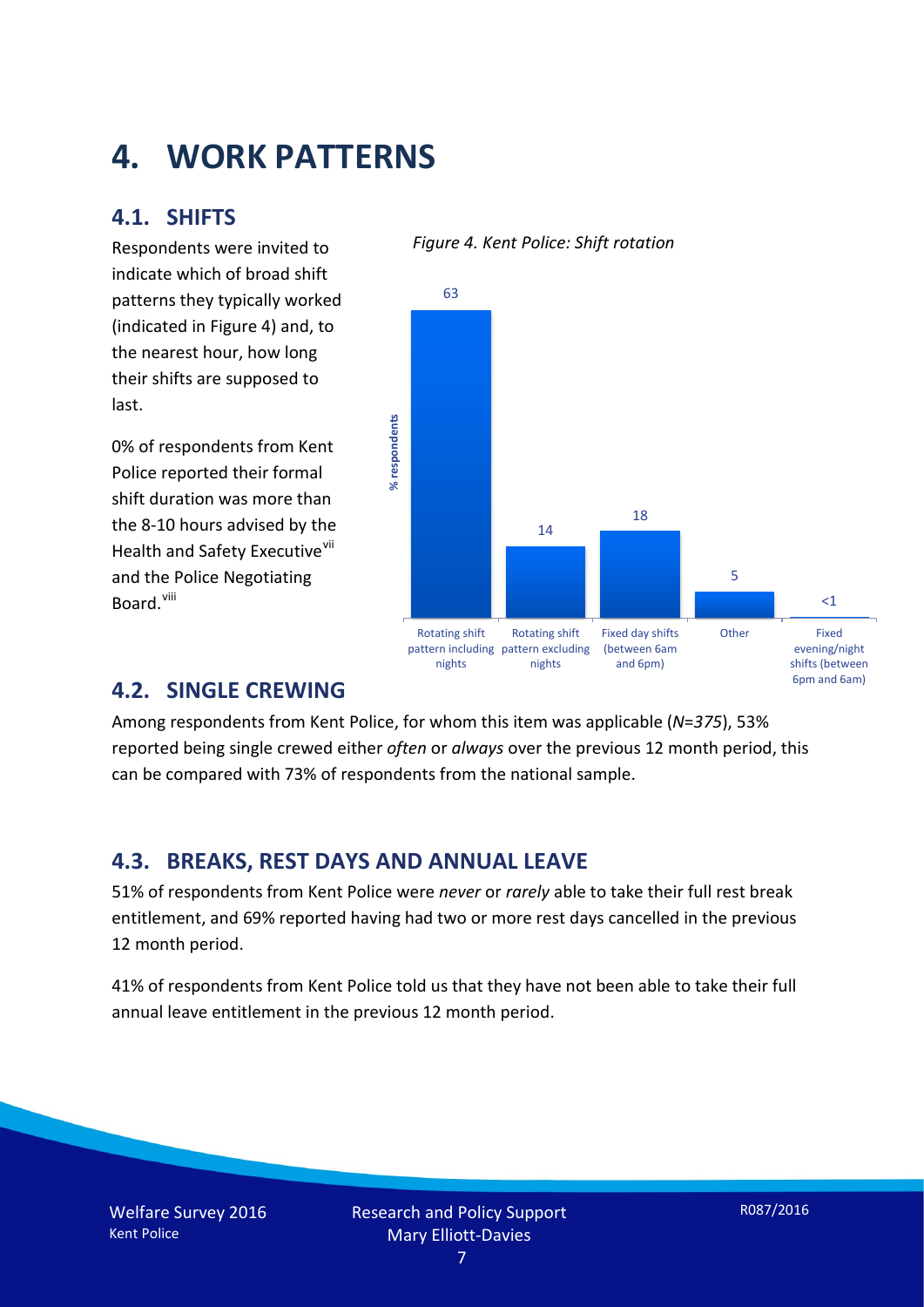# 4. WORK PATTERNS

## 4.1. SHIFTS

Respondents were invited to indicate which of broad shift patterns they typically worked (indicated in Figure 4) and, to the nearest hour, how long their shifts are supposed to last.

0% of respondents from Kent Police reported their formal shift duration was more than the 8-10 hours advised by the Health and Safety Executive[vii] and the Police Negotiating Board.[viii]

*Figure 4. Kent Police: Shift rotation*

| Shift pattern | % respondents |
|---|---|
| Rotating shift pattern including nights | 63 |
| Rotating shift pattern excluding nights | 14 |
| Fixed day shifts (between 6am and 6pm) | 18 |
| Other | 5 |
| Fixed evening/night shifts (between 6pm and 6am) | <1 |

## 4.2. SINGLE CREWING

Among respondents from Kent Police, for whom this item was applicable (*N=375*), 53% reported being single crewed either *often* or *always* over the previous 12 month period, this can be compared with 73% of respondents from the national sample.

## 4.3. BREAKS, REST DAYS AND ANNUAL LEAVE

51% of respondents from Kent Police were *never* or *rarely* able to take their full rest break entitlement, and 69% reported having had two or more rest days cancelled in the previous 12 month period.

41% of respondents from Kent Police told us that they have not been able to take their full annual leave entitlement in the previous 12 month period.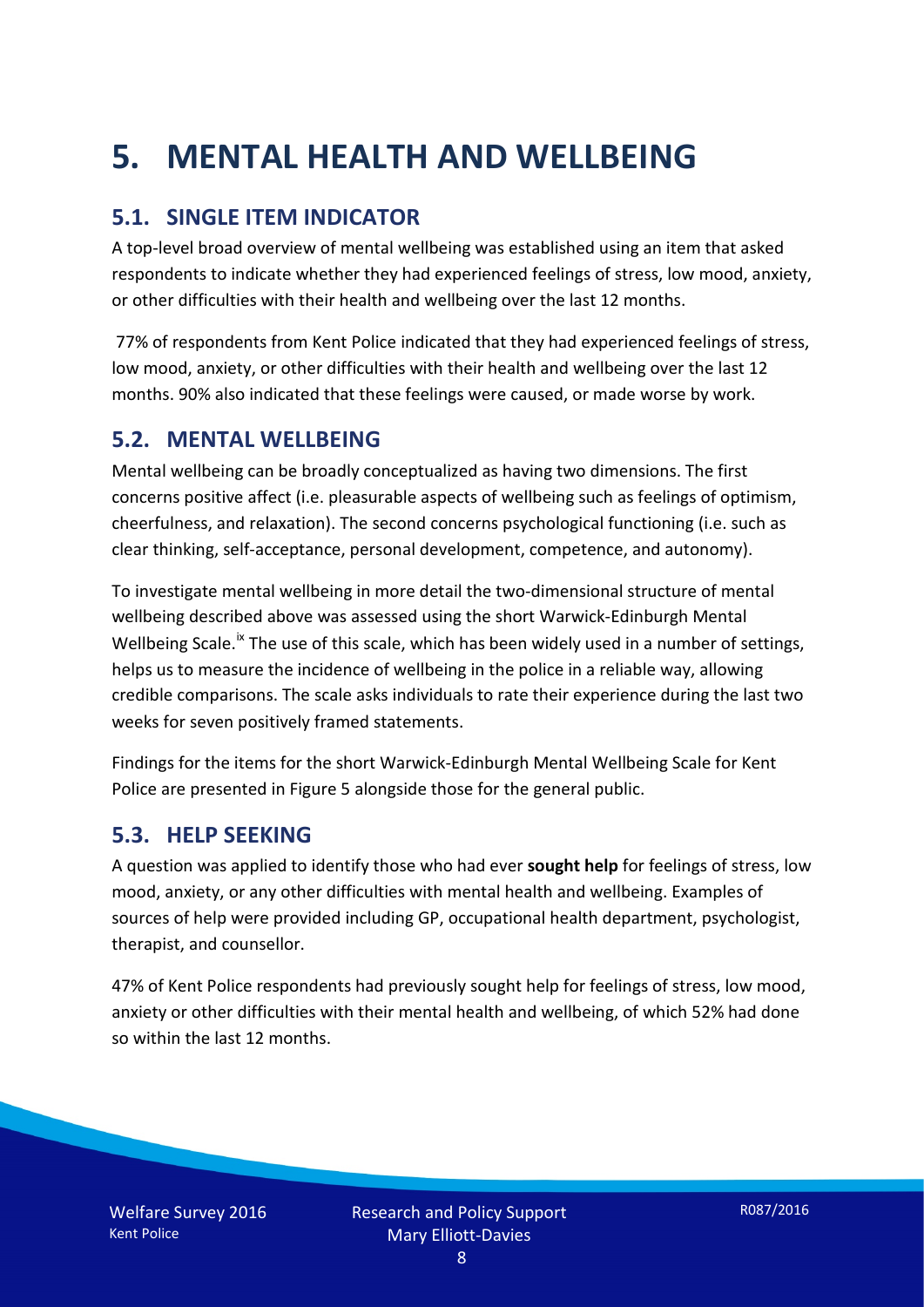# 5. MENTAL HEALTH AND WELLBEING

## 5.1. SINGLE ITEM INDICATOR

A top-level broad overview of mental wellbeing was established using an item that asked respondents to indicate whether they had experienced feelings of stress, low mood, anxiety, or other difficulties with their health and wellbeing over the last 12 months.

77% of respondents from Kent Police indicated that they had experienced feelings of stress, low mood, anxiety, or other difficulties with their health and wellbeing over the last 12 months. 90% also indicated that these feelings were caused, or made worse by work.

## 5.2. MENTAL WELLBEING

Mental wellbeing can be broadly conceptualized as having two dimensions. The first concerns positive affect (i.e. pleasurable aspects of wellbeing such as feelings of optimism, cheerfulness, and relaxation). The second concerns psychological functioning (i.e. such as clear thinking, self-acceptance, personal development, competence, and autonomy).

To investigate mental wellbeing in more detail the two-dimensional structure of mental wellbeing described above was assessed using the short Warwick-Edinburgh Mental Wellbeing Scale.[ix] The use of this scale, which has been widely used in a number of settings, helps us to measure the incidence of wellbeing in the police in a reliable way, allowing credible comparisons. The scale asks individuals to rate their experience during the last two weeks for seven positively framed statements.

Findings for the items for the short Warwick-Edinburgh Mental Wellbeing Scale for Kent Police are presented in Figure 5 alongside those for the general public.

## 5.3. HELP SEEKING

A question was applied to identify those who had ever **sought help** for feelings of stress, low mood, anxiety, or any other difficulties with mental health and wellbeing. Examples of sources of help were provided including GP, occupational health department, psychologist, therapist, and counsellor.

47% of Kent Police respondents had previously sought help for feelings of stress, low mood, anxiety or other difficulties with their mental health and wellbeing, of which 52% had done so within the last 12 months.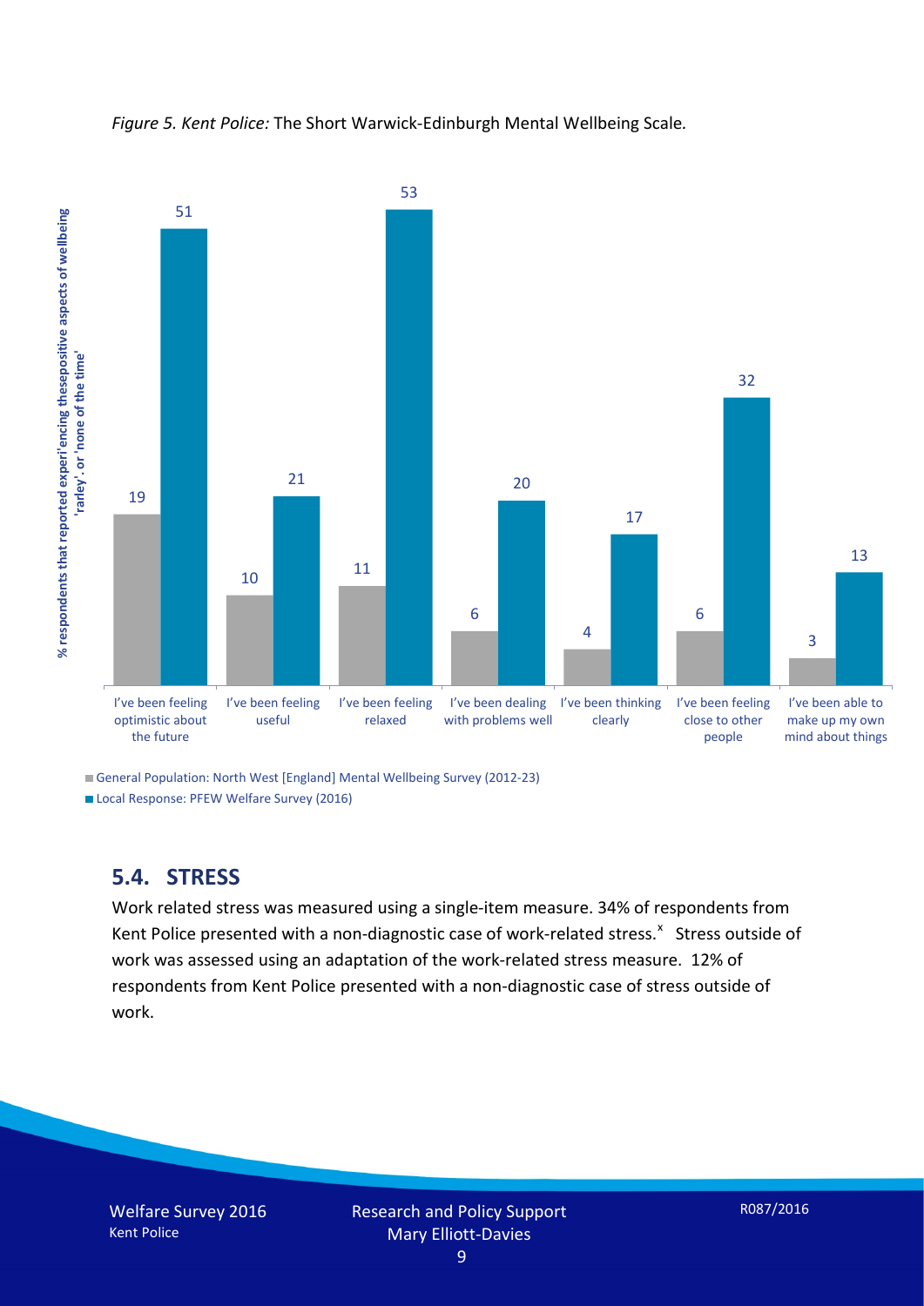*Figure 5. Kent Police:* The Short Warwick-Edinburgh Mental Wellbeing Scale*.*

| % respondents that reported experi'encing thesepositive aspects of wellbeing 'rarley'. or 'none of the time' | General Population: North West [England] Mental Wellbeing Survey (2012-23) | Local Response: PFEW Welfare Survey (2016) |
|---|---|---|
| I've been feeling optimistic about the future | 19 | 51 |
| I've been feeling useful | 10 | 21 |
| I've been feeling relaxed | 11 | 53 |
| I've been dealing with problems well | 6 | 20 |
| I've been thinking clearly | 4 | 17 |
| I've been feeling close to other people | 6 | 32 |
| I've been able to make up my own mind about things | 3 | 13 |

## 5.4. STRESS

Work related stress was measured using a single-item measure. 34% of respondents from Kent Police presented with a non-diagnostic case of work-related stress.[x] Stress outside of work was assessed using an adaptation of the work-related stress measure. 12% of respondents from Kent Police presented with a non-diagnostic case of stress outside of work.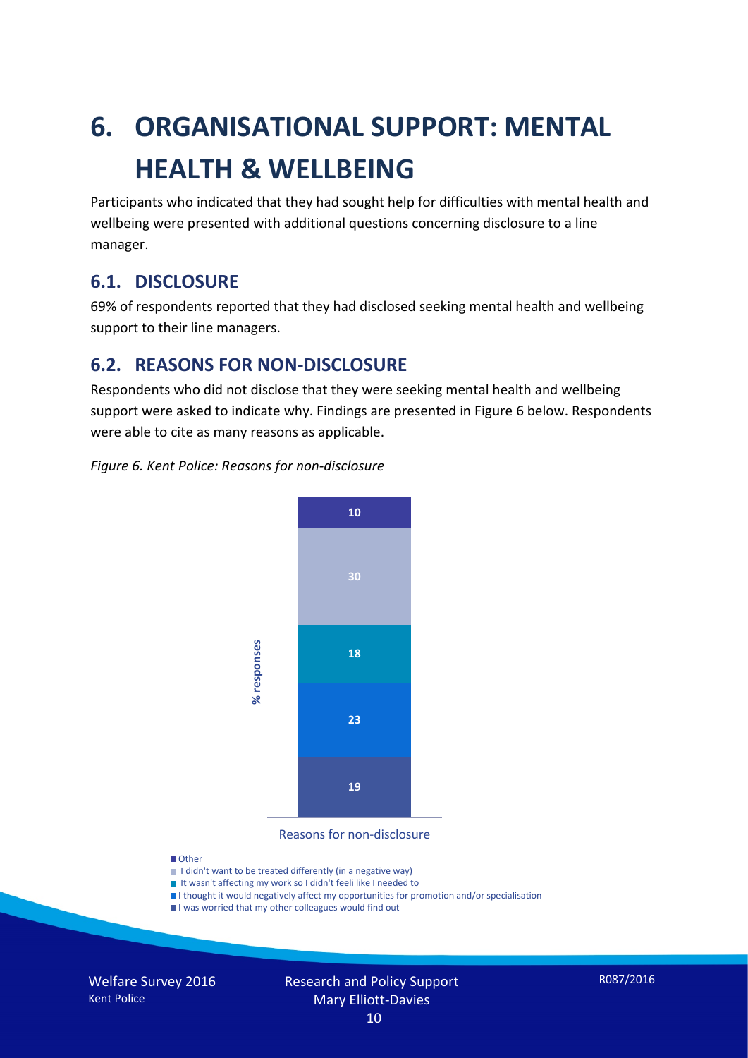# 6. ORGANISATIONAL SUPPORT: MENTAL HEALTH & WELLBEING

Participants who indicated that they had sought help for difficulties with mental health and wellbeing were presented with additional questions concerning disclosure to a line manager.

## 6.1. DISCLOSURE

69% of respondents reported that they had disclosed seeking mental health and wellbeing support to their line managers.

## 6.2. REASONS FOR NON-DISCLOSURE

Respondents who did not disclose that they were seeking mental health and wellbeing support were asked to indicate why. Findings are presented in Figure 6 below. Respondents were able to cite as many reasons as applicable.

*Figure 6. Kent Police: Reasons for non-disclosure*

| Reasons for non-disclosure | % responses |
|---|---|
| Other | 10 |
| I didn't want to be treated differently (in a negative way) | 30 |
| It wasn't affecting my work so I didn't feeli like I needed to | 18 |
| I thought it would negatively affect my opportunities for promotion and/or specialisation | 23 |
| I was worried that my other colleagues would find out | 19 |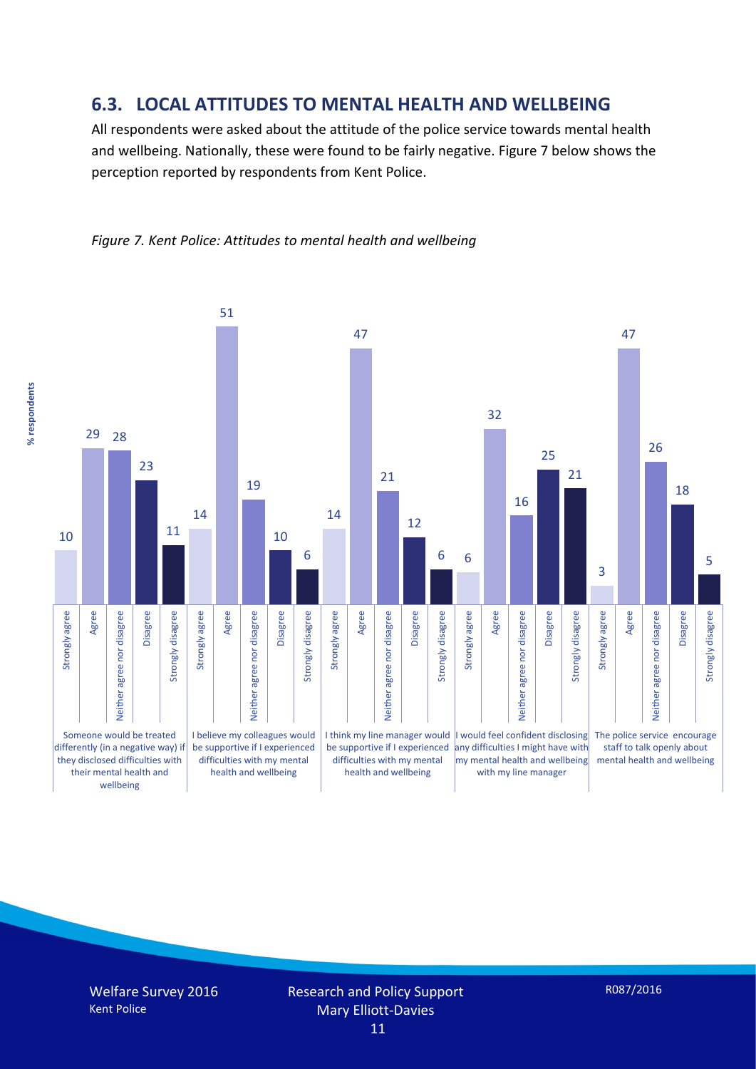## 6.3. LOCAL ATTITUDES TO MENTAL HEALTH AND WELLBEING

All respondents were asked about the attitude of the police service towards mental health and wellbeing. Nationally, these were found to be fairly negative. Figure 7 below shows the perception reported by respondents from Kent Police.

*Figure 7. Kent Police: Attitudes to mental health and wellbeing*

| % respondents | Strongly agree | Agree | Neither agree nor disagree | Disagree | Strongly disagree |
|---|---|---|---|---|---|
| Someone would be treated differently (in a negative way) if they disclosed difficulties with their mental health and wellbeing | 10 | 29 | 28 | 23 | 11 |
| I believe my colleagues would be supportive if I experienced difficulties with my mental health and wellbeing | 14 | 51 | 19 | 10 | 6 |
| I think my line manager would be supportive if I experienced difficulties with my mental health and wellbeing | 14 | 47 | 21 | 12 | 6 |
| I would feel confident disclosing any difficulties I might have with my mental health and wellbeing with my line manager | 6 | 32 | 16 | 25 | 21 |
| The police service encourage staff to talk openly about mental health and wellbeing | 3 | 47 | 26 | 18 | 5 |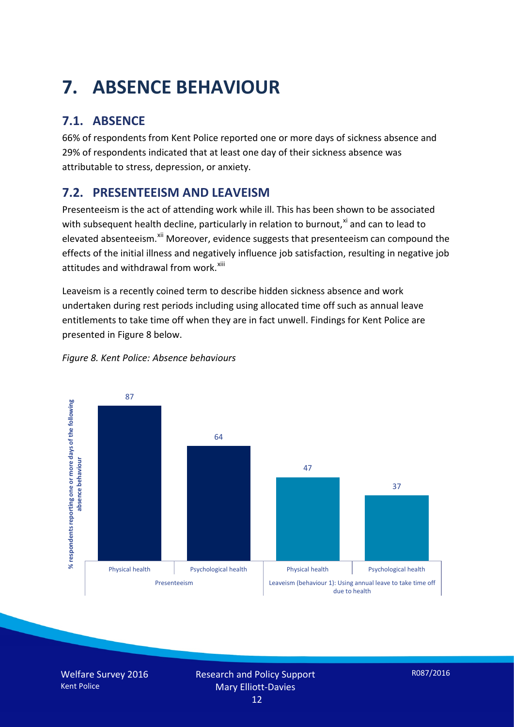# 7. ABSENCE BEHAVIOUR

## 7.1. ABSENCE

66% of respondents from Kent Police reported one or more days of sickness absence and 29% of respondents indicated that at least one day of their sickness absence was attributable to stress, depression, or anxiety.

## 7.2. PRESENTEEISM AND LEAVEISM

Presenteeism is the act of attending work while ill. This has been shown to be associated with subsequent health decline, particularly in relation to burnout,[xi] and can to lead to elevated absenteeism.[xii] Moreover, evidence suggests that presenteeism can compound the effects of the initial illness and negatively influence job satisfaction, resulting in negative job attitudes and withdrawal from work.[xiii]

Leaveism is a recently coined term to describe hidden sickness absence and work undertaken during rest periods including using allocated time off such as annual leave entitlements to take time off when they are in fact unwell. Findings for Kent Police are presented in Figure 8 below.

*Figure 8. Kent Police: Absence behaviours*

| | Presenteeism | | Leaveism (behaviour 1): Using annual leave to take time off due to health | |
|---|---|---|---|---|
| | Physical health | Psychological health | Physical health | Psychological health |
| % respondents reporting one or more days of the following absence behaviour | 87 | 64 | 47 | 37 |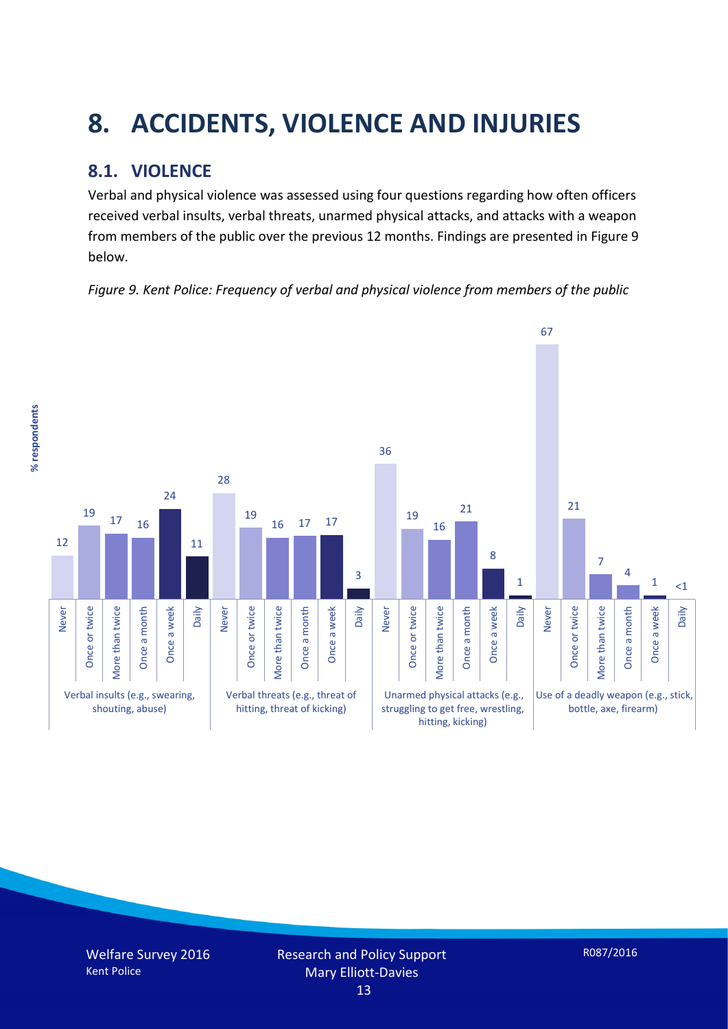# 8. ACCIDENTS, VIOLENCE AND INJURIES

## 8.1. VIOLENCE

Verbal and physical violence was assessed using four questions regarding how often officers received verbal insults, verbal threats, unarmed physical attacks, and attacks with a weapon from members of the public over the previous 12 months. Findings are presented in Figure 9 below.

*Figure 9. Kent Police: Frequency of verbal and physical violence from members of the public*

% respondents

| | Never | Once or twice | More than twice | Once a month | Once a week | Daily |
|---|---|---|---|---|---|---|
| Verbal insults (e.g., swearing, shouting, abuse) | 12 | 19 | 17 | 16 | 24 | 11 |
| Verbal threats (e.g., threat of hitting, threat of kicking) | 28 | 19 | 16 | 17 | 17 | 3 |
| Unarmed physical attacks (e.g., struggling to get free, wrestling, hitting, kicking) | 36 | 19 | 16 | 21 | 8 | 1 |
| Use of a deadly weapon (e.g., stick, bottle, axe, firearm) | 67 | 21 | 7 | 4 | 1 | <1 |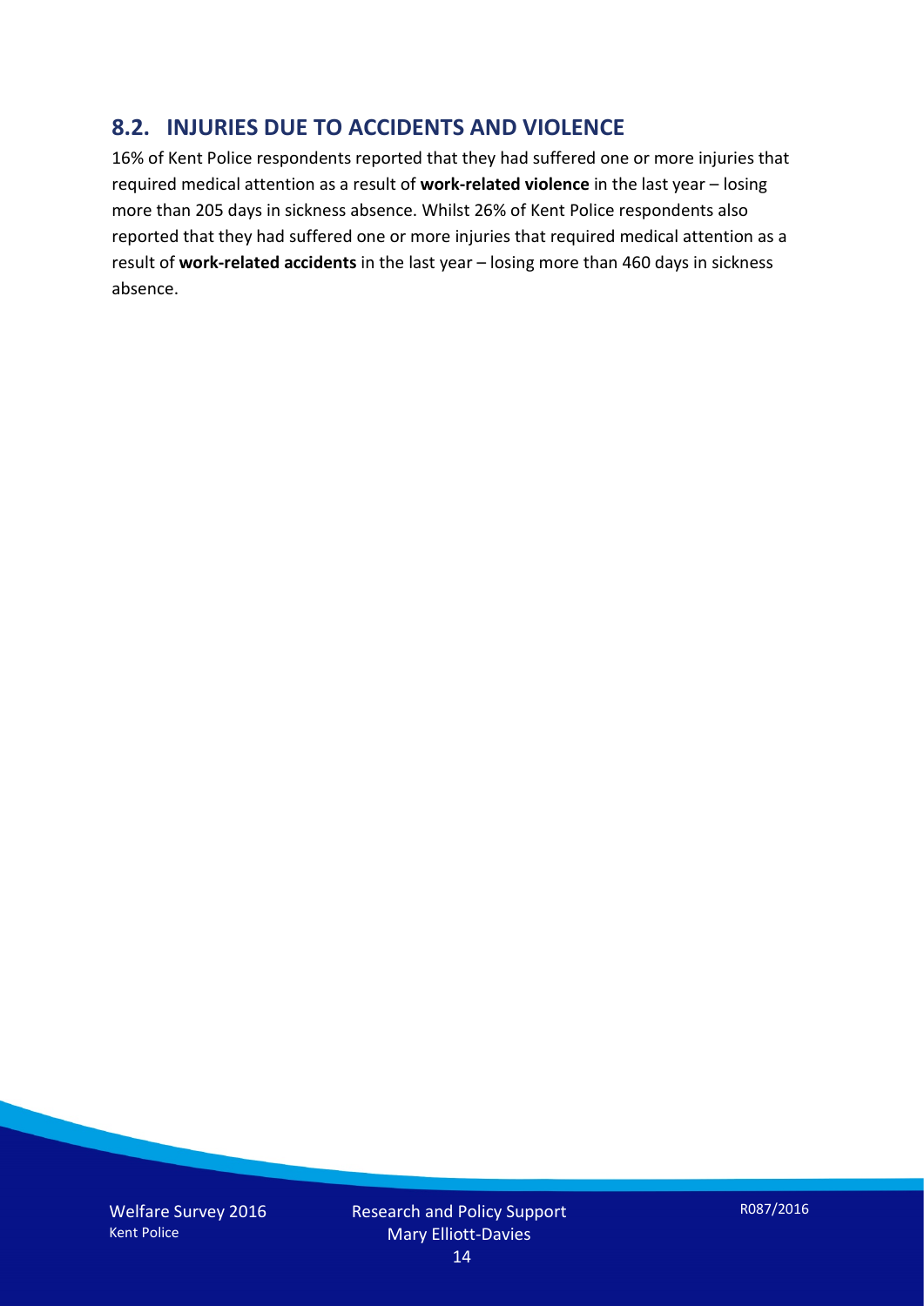## 8.2. INJURIES DUE TO ACCIDENTS AND VIOLENCE

16% of Kent Police respondents reported that they had suffered one or more injuries that required medical attention as a result of **work-related violence** in the last year – losing more than 205 days in sickness absence. Whilst 26% of Kent Police respondents also reported that they had suffered one or more injuries that required medical attention as a result of **work-related accidents** in the last year – losing more than 460 days in sickness absence.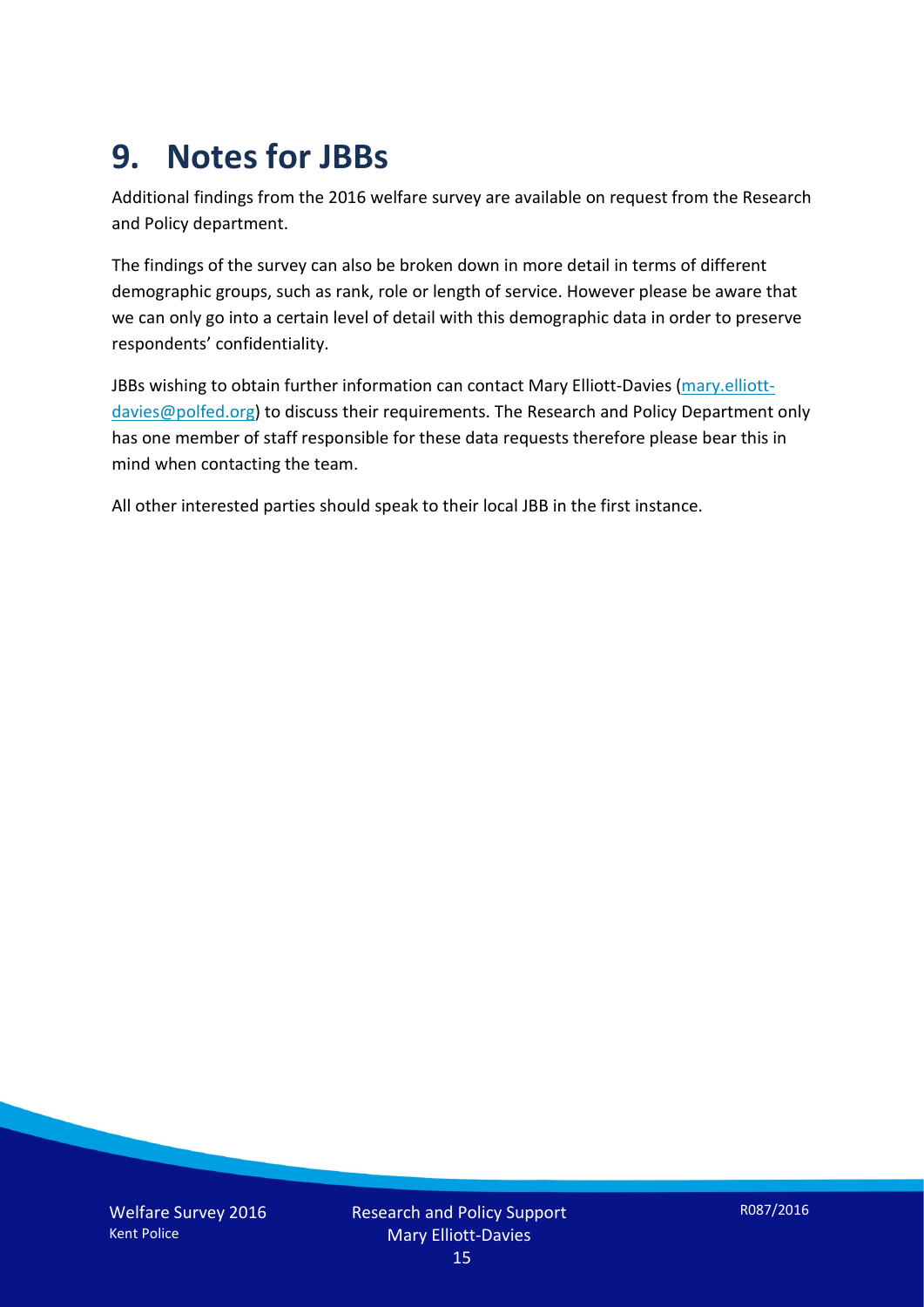# 9. Notes for JBBs

Additional findings from the 2016 welfare survey are available on request from the Research and Policy department.

The findings of the survey can also be broken down in more detail in terms of different demographic groups, such as rank, role or length of service. However please be aware that we can only go into a certain level of detail with this demographic data in order to preserve respondents' confidentiality.

JBBs wishing to obtain further information can contact Mary Elliott-Davies (mary.elliott-davies@polfed.org) to discuss their requirements. The Research and Policy Department only has one member of staff responsible for these data requests therefore please bear this in mind when contacting the team.

All other interested parties should speak to their local JBB in the first instance.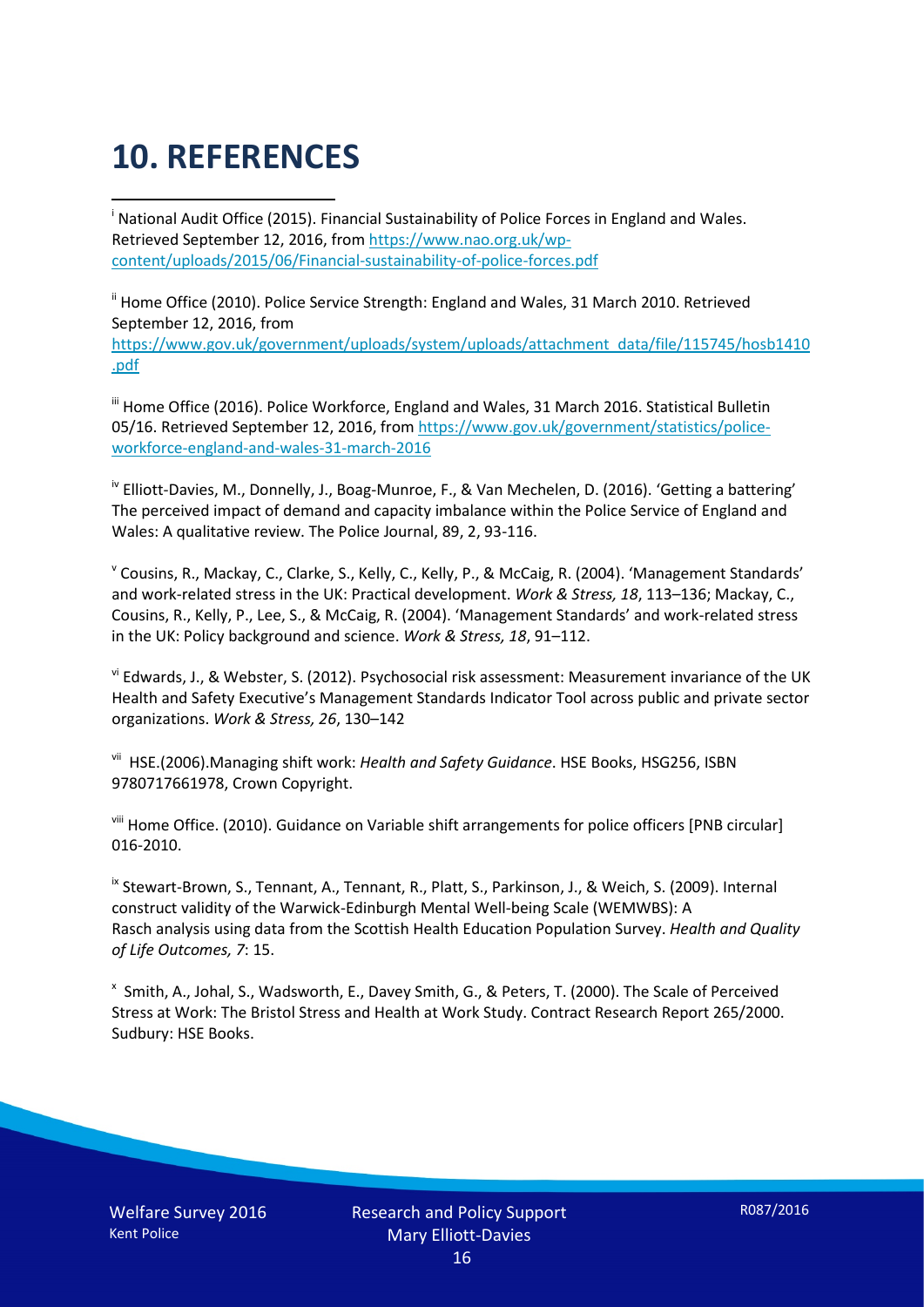# 10. REFERENCES

[i] National Audit Office (2015). Financial Sustainability of Police Forces in England and Wales. Retrieved September 12, 2016, from https://www.nao.org.uk/wp-content/uploads/2015/06/Financial-sustainability-of-police-forces.pdf

[ii] Home Office (2010). Police Service Strength: England and Wales, 31 March 2010. Retrieved September 12, 2016, from https://www.gov.uk/government/uploads/system/uploads/attachment_data/file/115745/hosb1410.pdf

[iii] Home Office (2016). Police Workforce, England and Wales, 31 March 2016. Statistical Bulletin 05/16. Retrieved September 12, 2016, from https://www.gov.uk/government/statistics/police-workforce-england-and-wales-31-march-2016

[iv] Elliott-Davies, M., Donnelly, J., Boag-Munroe, F., & Van Mechelen, D. (2016). 'Getting a battering' The perceived impact of demand and capacity imbalance within the Police Service of England and Wales: A qualitative review. The Police Journal, 89, 2, 93-116.

[v] Cousins, R., Mackay, C., Clarke, S., Kelly, C., Kelly, P., & McCaig, R. (2004). 'Management Standards' and work-related stress in the UK: Practical development. *Work & Stress, 18*, 113–136; Mackay, C., Cousins, R., Kelly, P., Lee, S., & McCaig, R. (2004). 'Management Standards' and work-related stress in the UK: Policy background and science. *Work & Stress, 18*, 91–112.

[vi] Edwards, J., & Webster, S. (2012). Psychosocial risk assessment: Measurement invariance of the UK Health and Safety Executive's Management Standards Indicator Tool across public and private sector organizations. *Work & Stress, 26*, 130–142

[vii] HSE.(2006).Managing shift work: *Health and Safety Guidance*. HSE Books, HSG256, ISBN 9780717661978, Crown Copyright.

[viii] Home Office. (2010). Guidance on Variable shift arrangements for police officers [PNB circular] 016-2010.

[ix] Stewart-Brown, S., Tennant, A., Tennant, R., Platt, S., Parkinson, J., & Weich, S. (2009). Internal construct validity of the Warwick-Edinburgh Mental Well-being Scale (WEMWBS): A Rasch analysis using data from the Scottish Health Education Population Survey. *Health and Quality of Life Outcomes, 7*: 15.

[x] Smith, A., Johal, S., Wadsworth, E., Davey Smith, G., & Peters, T. (2000). The Scale of Perceived Stress at Work: The Bristol Stress and Health at Work Study. Contract Research Report 265/2000. Sudbury: HSE Books.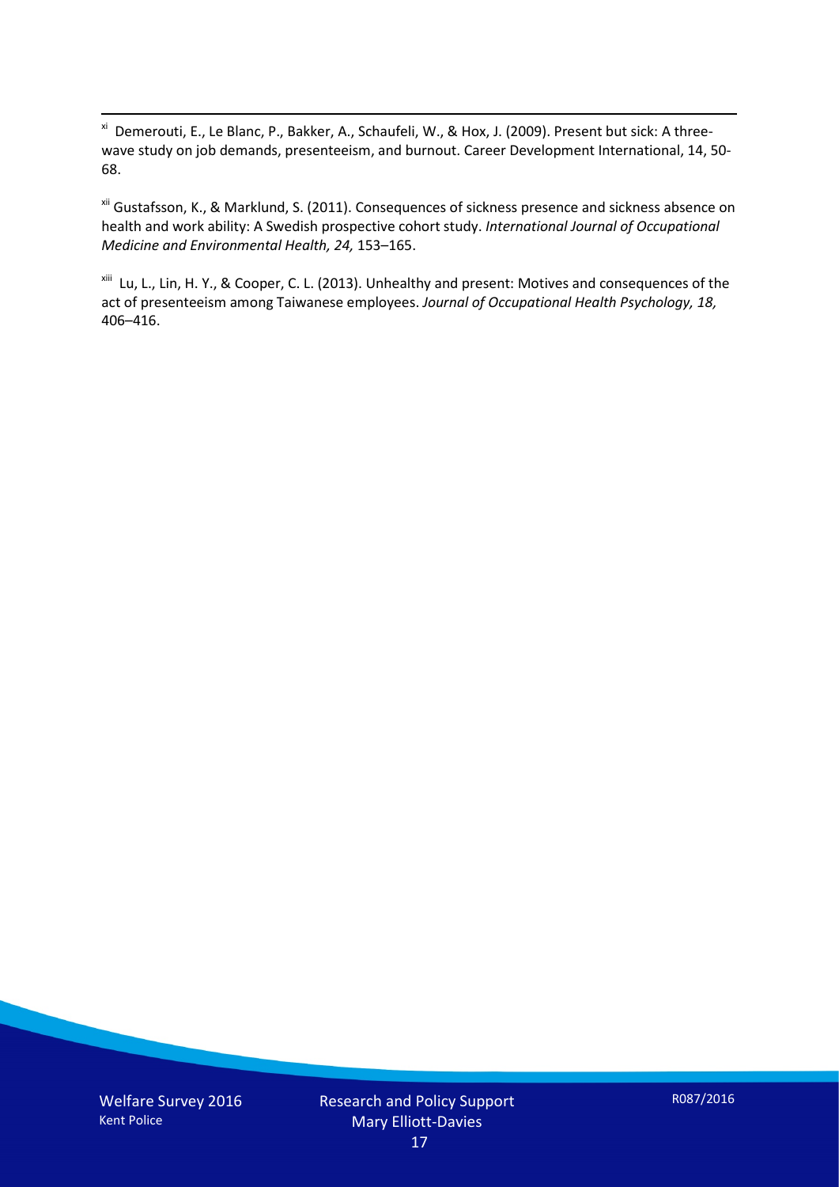[xi] Demerouti, E., Le Blanc, P., Bakker, A., Schaufeli, W., & Hox, J. (2009). Present but sick: A three-wave study on job demands, presenteeism, and burnout. Career Development International, 14, 50-68.

[xii] Gustafsson, K., & Marklund, S. (2011). Consequences of sickness presence and sickness absence on health and work ability: A Swedish prospective cohort study. *International Journal of Occupational Medicine and Environmental Health, 24,* 153–165.

[xiii] Lu, L., Lin, H. Y., & Cooper, C. L. (2013). Unhealthy and present: Motives and consequences of the act of presenteeism among Taiwanese employees. *Journal of Occupational Health Psychology, 18,* 406–416.